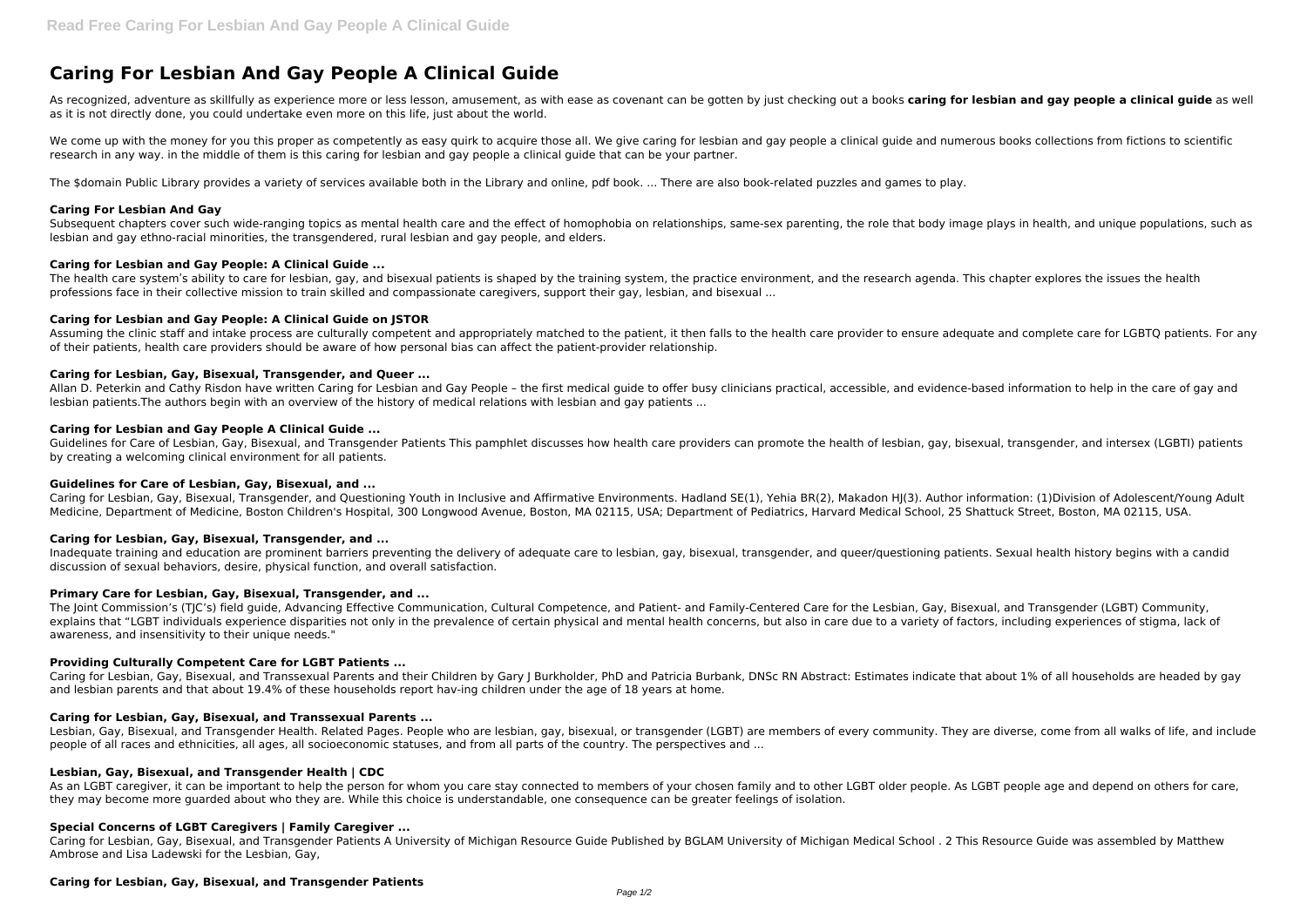# Caring For Lesbian And Gay People A Clinical Guide

As recognized, adventure as skillfully as experience more or less lesson, amusement, as with ease as covenant can be gotten by just checking out a books **caring for lesbian and gay people a clinical guide** as well as it is not directly done, you could undertake even more on this life, just about the world.

We come up with the money for you this proper as competently as easy quirk to acquire those all. We give caring for lesbian and gay people a clinical guide and numerous books collections from fictions to scientific research in any way. in the middle of them is this caring for lesbian and gay people a clinical guide that can be your partner.

The $domain Public Library provides a variety of services available both in the Library and online, pdf book. ... There are also book-related puzzles and games to play.

### Caring For Lesbian And Gay

Subsequent chapters cover such wide-ranging topics as mental health care and the effect of homophobia on relationships, same-sex parenting, the role that body image plays in health, and unique populations, such as lesbian and gay ethno-racial minorities, the transgendered, rural lesbian and gay people, and elders.

### Caring for Lesbian and Gay People: A Clinical Guide ...

The health care system's ability to care for lesbian, gay, and bisexual patients is shaped by the training system, the practice environment, and the research agenda. This chapter explores the issues the health professions face in their collective mission to train skilled and compassionate caregivers, support their gay, lesbian, and bisexual ...

### Caring for Lesbian and Gay People: A Clinical Guide on JSTOR

Assuming the clinic staff and intake process are culturally competent and appropriately matched to the patient, it then falls to the health care provider to ensure adequate and complete care for LGBTQ patients. For any of their patients, health care providers should be aware of how personal bias can affect the patient-provider relationship.

### Caring for Lesbian, Gay, Bisexual, Transgender, and Queer ...

Allan D. Peterkin and Cathy Risdon have written Caring for Lesbian and Gay People – the first medical guide to offer busy clinicians practical, accessible, and evidence-based information to help in the care of gay and lesbian patients.The authors begin with an overview of the history of medical relations with lesbian and gay patients ...

### Caring for Lesbian and Gay People A Clinical Guide ...

Guidelines for Care of Lesbian, Gay, Bisexual, and Transgender Patients This pamphlet discusses how health care providers can promote the health of lesbian, gay, bisexual, transgender, and intersex (LGBTI) patients by creating a welcoming clinical environment for all patients.

### Guidelines for Care of Lesbian, Gay, Bisexual, and ...

Caring for Lesbian, Gay, Bisexual, Transgender, and Questioning Youth in Inclusive and Affirmative Environments. Hadland SE(1), Yehia BR(2), Makadon HJ(3). Author information: (1)Division of Adolescent/Young Adult Medicine, Department of Medicine, Boston Children's Hospital, 300 Longwood Avenue, Boston, MA 02115, USA; Department of Pediatrics, Harvard Medical School, 25 Shattuck Street, Boston, MA 02115, USA.

### Caring for Lesbian, Gay, Bisexual, Transgender, and ...

Inadequate training and education are prominent barriers preventing the delivery of adequate care to lesbian, gay, bisexual, transgender, and queer/questioning patients. Sexual health history begins with a candid discussion of sexual behaviors, desire, physical function, and overall satisfaction.

### Primary Care for Lesbian, Gay, Bisexual, Transgender, and ...

The Joint Commission's (TJC's) field guide, Advancing Effective Communication, Cultural Competence, and Patient- and Family-Centered Care for the Lesbian, Gay, Bisexual, and Transgender (LGBT) Community, explains that "LGBT individuals experience disparities not only in the prevalence of certain physical and mental health concerns, but also in care due to a variety of factors, including experiences of stigma, lack of awareness, and insensitivity to their unique needs."

### Providing Culturally Competent Care for LGBT Patients ...

Caring for Lesbian, Gay, Bisexual, and Transsexual Parents and their Children by Gary J Burkholder, PhD and Patricia Burbank, DNSc RN Abstract: Estimates indicate that about 1% of all households are headed by gay and lesbian parents and that about 19.4% of these households report hav-ing children under the age of 18 years at home.

### Caring for Lesbian, Gay, Bisexual, and Transsexual Parents ...

Lesbian, Gay, Bisexual, and Transgender Health. Related Pages. People who are lesbian, gay, bisexual, or transgender (LGBT) are members of every community. They are diverse, come from all walks of life, and include people of all races and ethnicities, all ages, all socioeconomic statuses, and from all parts of the country. The perspectives and ...

### Lesbian, Gay, Bisexual, and Transgender Health | CDC

As an LGBT caregiver, it can be important to help the person for whom you care stay connected to members of your chosen family and to other LGBT older people. As LGBT people age and depend on others for care, they may become more guarded about who they are. While this choice is understandable, one consequence can be greater feelings of isolation.

### Special Concerns of LGBT Caregivers | Family Caregiver ...

Caring for Lesbian, Gay, Bisexual, and Transgender Patients A University of Michigan Resource Guide Published by BGLAM University of Michigan Medical School . 2 This Resource Guide was assembled by Matthew Ambrose and Lisa Ladewski for the Lesbian, Gay,

### Caring for Lesbian, Gay, Bisexual, and Transgender Patients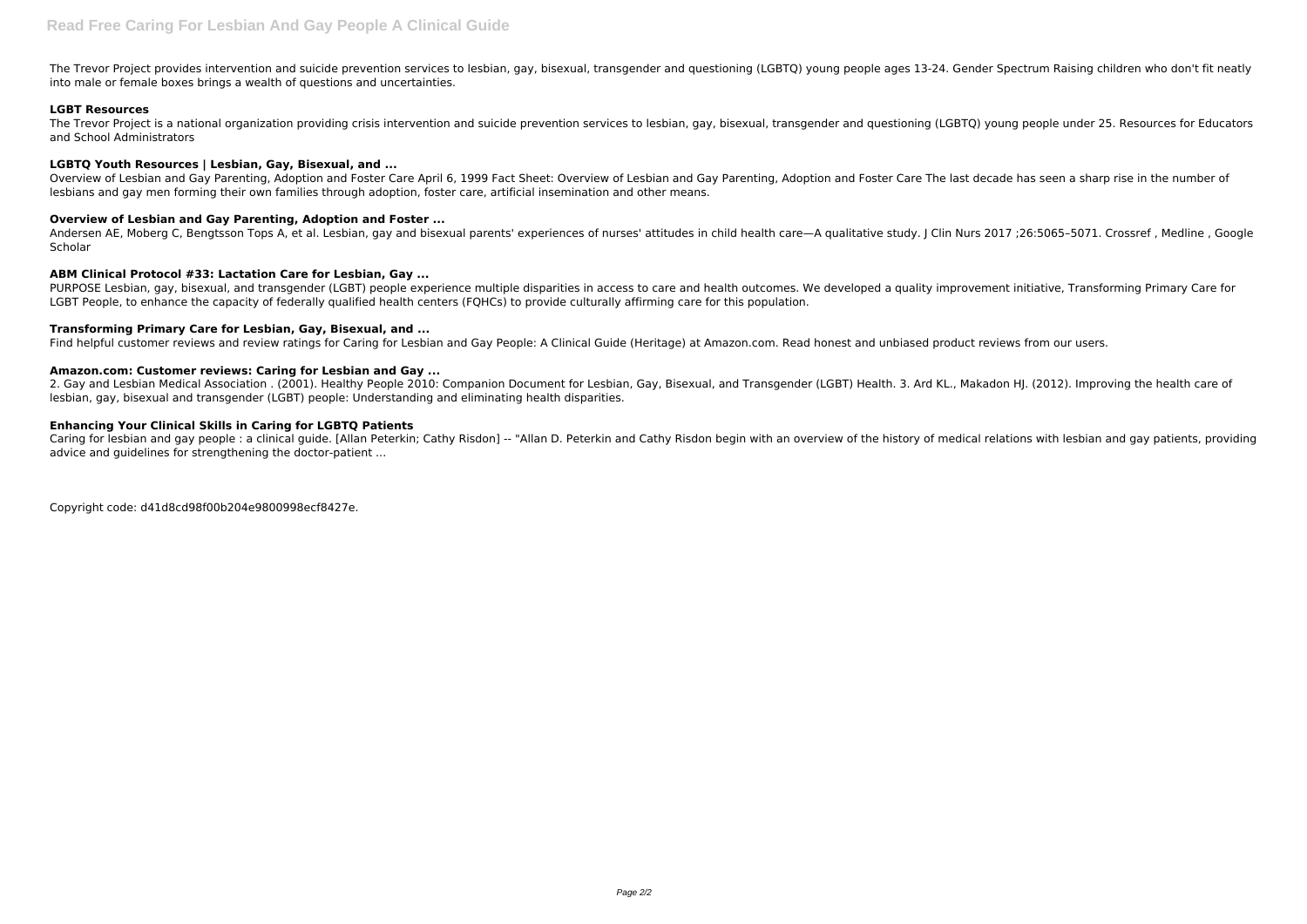The Trevor Project provides intervention and suicide prevention services to lesbian, gay, bisexual, transgender and questioning (LGBTQ) young people ages 13-24. Gender Spectrum Raising children who don't fit neatly into male or female boxes brings a wealth of questions and uncertainties.

### LGBT Resources

The Trevor Project is a national organization providing crisis intervention and suicide prevention services to lesbian, gay, bisexual, transgender and questioning (LGBTQ) young people under 25. Resources for Educators and School Administrators

### LGBTQ Youth Resources | Lesbian, Gay, Bisexual, and ...

Overview of Lesbian and Gay Parenting, Adoption and Foster Care April 6, 1999 Fact Sheet: Overview of Lesbian and Gay Parenting, Adoption and Foster Care The last decade has seen a sharp rise in the number of lesbians and gay men forming their own families through adoption, foster care, artificial insemination and other means.

### Overview of Lesbian and Gay Parenting, Adoption and Foster ...

Andersen AE, Moberg C, Bengtsson Tops A, et al. Lesbian, gay and bisexual parents' experiences of nurses' attitudes in child health care—A qualitative study. J Clin Nurs 2017 ;26:5065–5071. Crossref , Medline , Google Scholar

### ABM Clinical Protocol #33: Lactation Care for Lesbian, Gay ...

PURPOSE Lesbian, gay, bisexual, and transgender (LGBT) people experience multiple disparities in access to care and health outcomes. We developed a quality improvement initiative, Transforming Primary Care for LGBT People, to enhance the capacity of federally qualified health centers (FQHCs) to provide culturally affirming care for this population.

### Transforming Primary Care for Lesbian, Gay, Bisexual, and ...

Find helpful customer reviews and review ratings for Caring for Lesbian and Gay People: A Clinical Guide (Heritage) at Amazon.com. Read honest and unbiased product reviews from our users.

### Amazon.com: Customer reviews: Caring for Lesbian and Gay ...

2. Gay and Lesbian Medical Association . (2001). Healthy People 2010: Companion Document for Lesbian, Gay, Bisexual, and Transgender (LGBT) Health. 3. Ard KL., Makadon HJ. (2012). Improving the health care of lesbian, gay, bisexual and transgender (LGBT) people: Understanding and eliminating health disparities.

### Enhancing Your Clinical Skills in Caring for LGBTQ Patients

Caring for lesbian and gay people : a clinical guide. [Allan Peterkin; Cathy Risdon] -- "Allan D. Peterkin and Cathy Risdon begin with an overview of the history of medical relations with lesbian and gay patients, providing advice and guidelines for strengthening the doctor-patient ...

Copyright code: d41d8cd98f00b204e9800998ecf8427e.